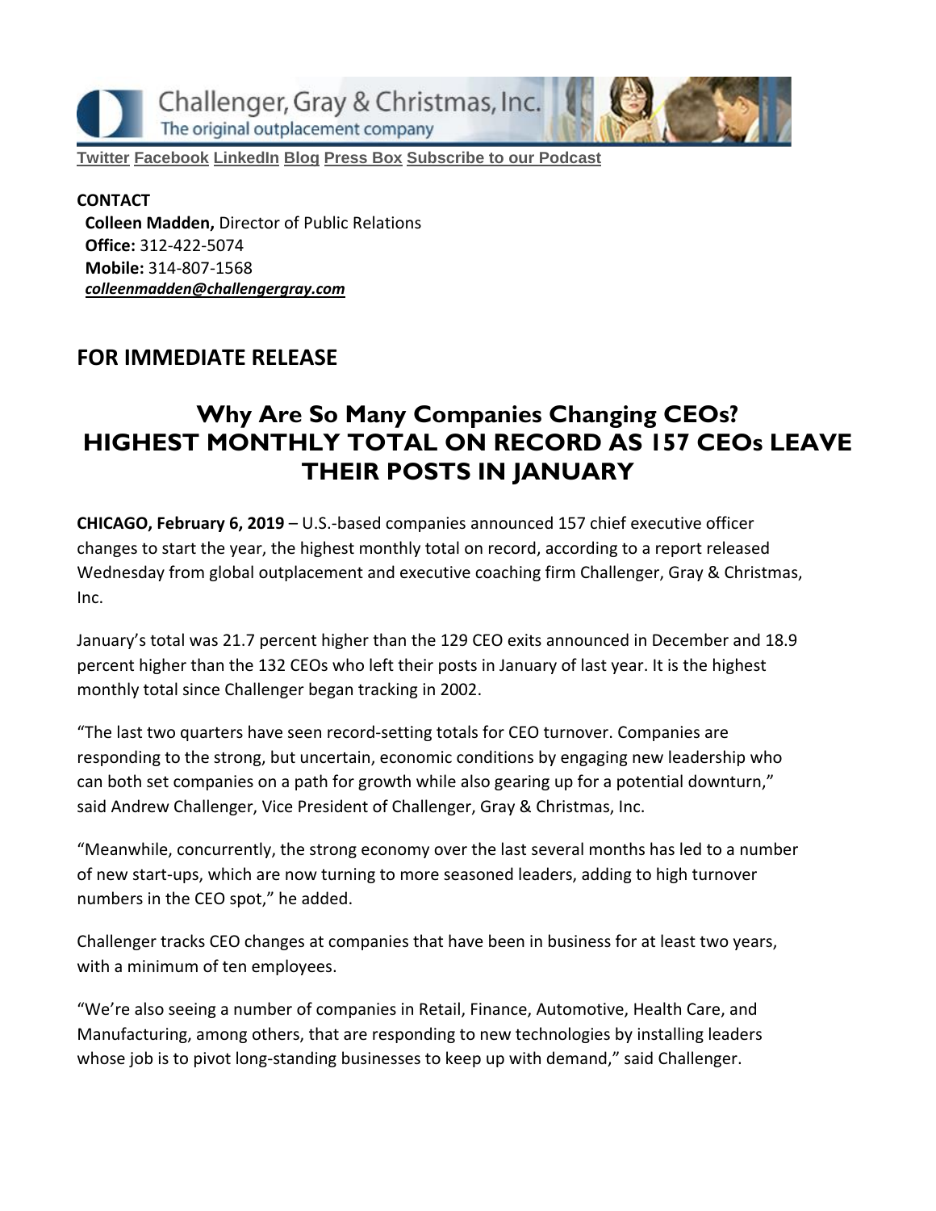Challenger, Gray & Christmas, Inc.
The original outplacement company

Twitter Facebook LinkedIn Blog Press Box Subscribe to our Podcast

**CONTACT**
**Colleen Madden,** Director of Public Relations
**Office:** 312-422-5074
**Mobile:** 314-807-1568
*colleenmadden@challengergray.com*

## FOR IMMEDIATE RELEASE

# Why Are So Many Companies Changing CEOs? HIGHEST MONTHLY TOTAL ON RECORD AS 157 CEOs LEAVE THEIR POSTS IN JANUARY

**CHICAGO, February 6, 2019** – U.S.-based companies announced 157 chief executive officer changes to start the year, the highest monthly total on record, according to a report released Wednesday from global outplacement and executive coaching firm Challenger, Gray & Christmas, Inc.

January's total was 21.7 percent higher than the 129 CEO exits announced in December and 18.9 percent higher than the 132 CEOs who left their posts in January of last year. It is the highest monthly total since Challenger began tracking in 2002.

"The last two quarters have seen record-setting totals for CEO turnover. Companies are responding to the strong, but uncertain, economic conditions by engaging new leadership who can both set companies on a path for growth while also gearing up for a potential downturn," said Andrew Challenger, Vice President of Challenger, Gray & Christmas, Inc.

"Meanwhile, concurrently, the strong economy over the last several months has led to a number of new start-ups, which are now turning to more seasoned leaders, adding to high turnover numbers in the CEO spot," he added.

Challenger tracks CEO changes at companies that have been in business for at least two years, with a minimum of ten employees.

"We're also seeing a number of companies in Retail, Finance, Automotive, Health Care, and Manufacturing, among others, that are responding to new technologies by installing leaders whose job is to pivot long-standing businesses to keep up with demand," said Challenger.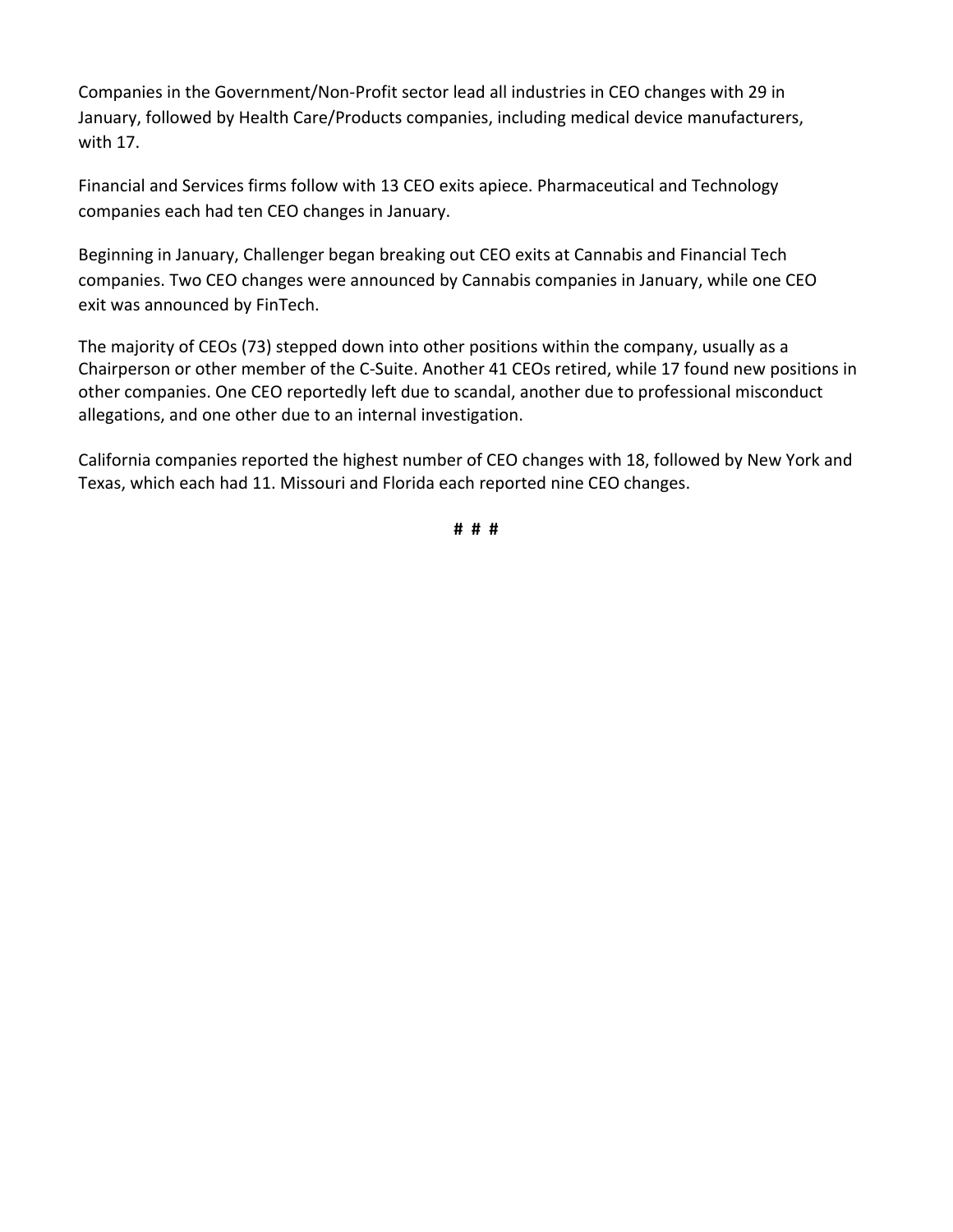Companies in the Government/Non-Profit sector lead all industries in CEO changes with 29 in January, followed by Health Care/Products companies, including medical device manufacturers, with 17.

Financial and Services firms follow with 13 CEO exits apiece. Pharmaceutical and Technology companies each had ten CEO changes in January.

Beginning in January, Challenger began breaking out CEO exits at Cannabis and Financial Tech companies. Two CEO changes were announced by Cannabis companies in January, while one CEO exit was announced by FinTech.

The majority of CEOs (73) stepped down into other positions within the company, usually as a Chairperson or other member of the C-Suite. Another 41 CEOs retired, while 17 found new positions in other companies. One CEO reportedly left due to scandal, another due to professional misconduct allegations, and one other due to an internal investigation.

California companies reported the highest number of CEO changes with 18, followed by New York and Texas, which each had 11. Missouri and Florida each reported nine CEO changes.

**# # #**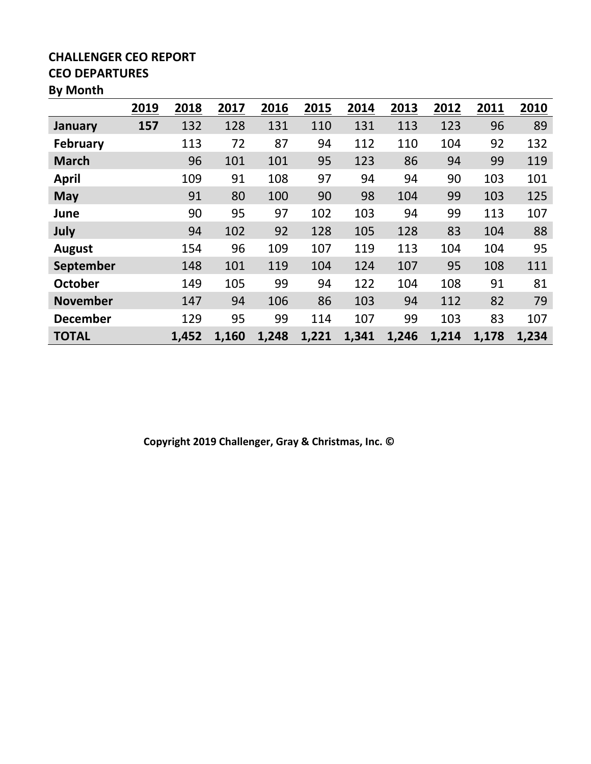**CHALLENGER CEO REPORT**
**CEO DEPARTURES**
**By Month**

| | 2019 | 2018 | 2017 | 2016 | 2015 | 2014 | 2013 | 2012 | 2011 | 2010 |
|---|---|---|---|---|---|---|---|---|---|---|
| **January** | **157** | 132 | 128 | 131 | 110 | 131 | 113 | 123 | 96 | 89 |
| **February** | | 113 | 72 | 87 | 94 | 112 | 110 | 104 | 92 | 132 |
| **March** | | 96 | 101 | 101 | 95 | 123 | 86 | 94 | 99 | 119 |
| **April** | | 109 | 91 | 108 | 97 | 94 | 94 | 90 | 103 | 101 |
| **May** | | 91 | 80 | 100 | 90 | 98 | 104 | 99 | 103 | 125 |
| **June** | | 90 | 95 | 97 | 102 | 103 | 94 | 99 | 113 | 107 |
| **July** | | 94 | 102 | 92 | 128 | 105 | 128 | 83 | 104 | 88 |
| **August** | | 154 | 96 | 109 | 107 | 119 | 113 | 104 | 104 | 95 |
| **September** | | 148 | 101 | 119 | 104 | 124 | 107 | 95 | 108 | 111 |
| **October** | | 149 | 105 | 99 | 94 | 122 | 104 | 108 | 91 | 81 |
| **November** | | 147 | 94 | 106 | 86 | 103 | 94 | 112 | 82 | 79 |
| **December** | | 129 | 95 | 99 | 114 | 107 | 99 | 103 | 83 | 107 |
| **TOTAL** | | **1,452** | **1,160** | **1,248** | **1,221** | **1,341** | **1,246** | **1,214** | **1,178** | **1,234** |

**Copyright 2019 Challenger, Gray & Christmas, Inc. ©**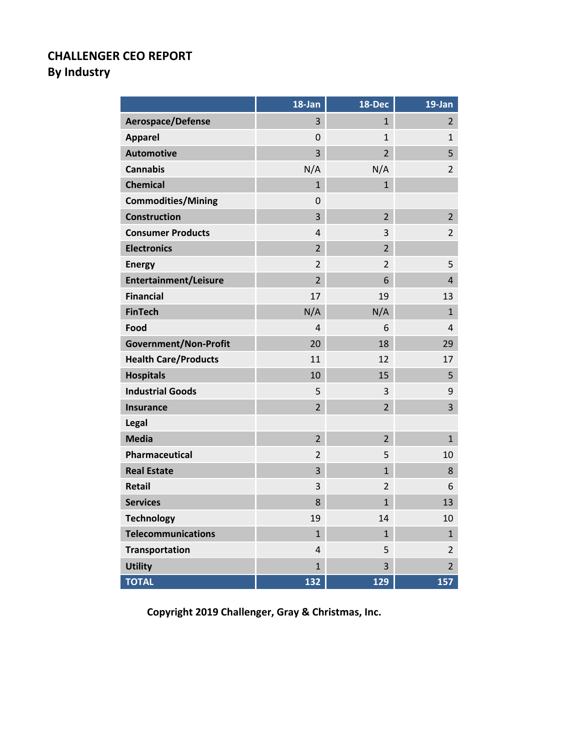**CHALLENGER CEO REPORT**
**By Industry**

| | 18-Jan | 18-Dec | 19-Jan |
|---|---|---|---|
| **Aerospace/Defense** | 3 | 1 | 2 |
| **Apparel** | 0 | 1 | 1 |
| **Automotive** | 3 | 2 | 5 |
| **Cannabis** | N/A | N/A | 2 |
| **Chemical** | 1 | 1 | |
| **Commodities/Mining** | 0 | | |
| **Construction** | 3 | 2 | 2 |
| **Consumer Products** | 4 | 3 | 2 |
| **Electronics** | 2 | 2 | |
| **Energy** | 2 | 2 | 5 |
| **Entertainment/Leisure** | 2 | 6 | 4 |
| **Financial** | 17 | 19 | 13 |
| **FinTech** | N/A | N/A | 1 |
| **Food** | 4 | 6 | 4 |
| **Government/Non-Profit** | 20 | 18 | 29 |
| **Health Care/Products** | 11 | 12 | 17 |
| **Hospitals** | 10 | 15 | 5 |
| **Industrial Goods** | 5 | 3 | 9 |
| **Insurance** | 2 | 2 | 3 |
| **Legal** | | | |
| **Media** | 2 | 2 | 1 |
| **Pharmaceutical** | 2 | 5 | 10 |
| **Real Estate** | 3 | 1 | 8 |
| **Retail** | 3 | 2 | 6 |
| **Services** | 8 | 1 | 13 |
| **Technology** | 19 | 14 | 10 |
| **Telecommunications** | 1 | 1 | 1 |
| **Transportation** | 4 | 5 | 2 |
| **Utility** | 1 | 3 | 2 |
| **TOTAL** | **132** | **129** | **157** |

**Copyright 2019 Challenger, Gray & Christmas, Inc.**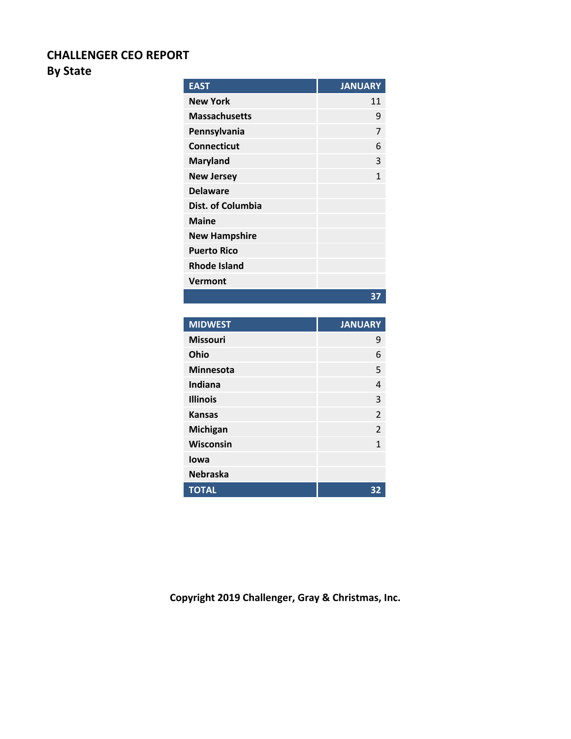**CHALLENGER CEO REPORT**
**By State**

| EAST | JANUARY |
| --- | --- |
| New York | 11 |
| Massachusetts | 9 |
| Pennsylvania | 7 |
| Connecticut | 6 |
| Maryland | 3 |
| New Jersey | 1 |
| Delaware | |
| Dist. of Columbia | |
| Maine | |
| New Hampshire | |
| Puerto Rico | |
| Rhode Island | |
| Vermont | |
| | **37** |

| MIDWEST | JANUARY |
| --- | --- |
| Missouri | 9 |
| Ohio | 6 |
| Minnesota | 5 |
| Indiana | 4 |
| Illinois | 3 |
| Kansas | 2 |
| Michigan | 2 |
| Wisconsin | 1 |
| Iowa | |
| Nebraska | |
| **TOTAL** | **32** |

**Copyright 2019 Challenger, Gray & Christmas, Inc.**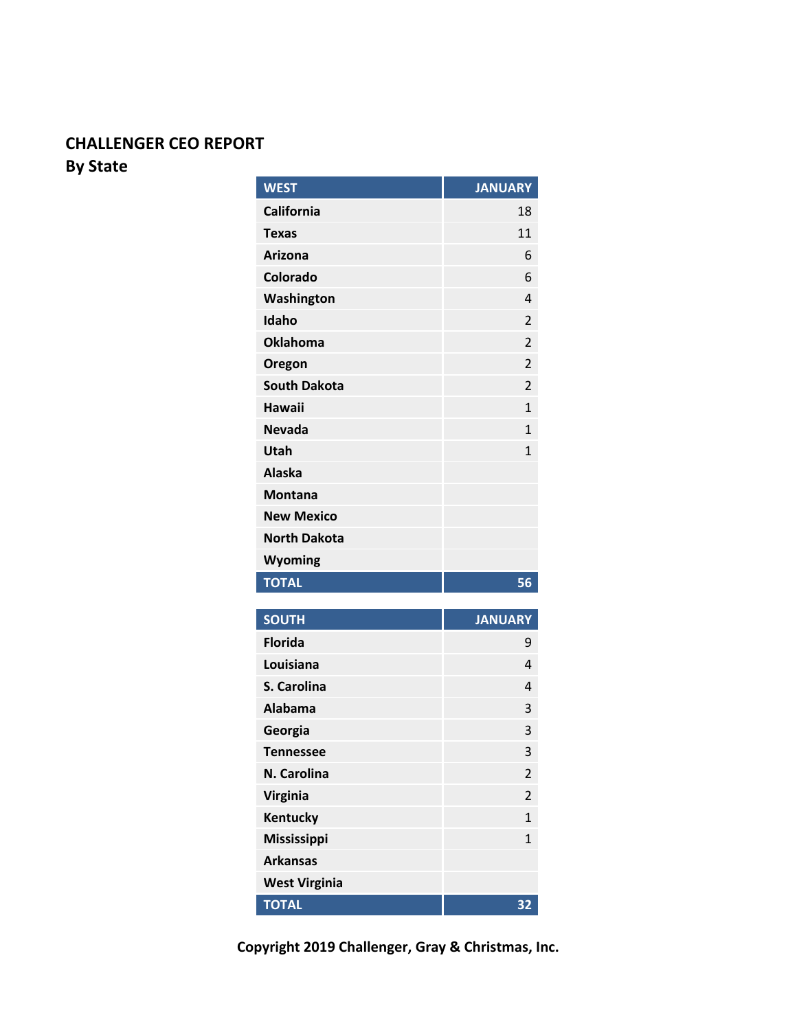**CHALLENGER CEO REPORT**
**By State**

| WEST | JANUARY |
|---|---|
| California | 18 |
| Texas | 11 |
| Arizona | 6 |
| Colorado | 6 |
| Washington | 4 |
| Idaho | 2 |
| Oklahoma | 2 |
| Oregon | 2 |
| South Dakota | 2 |
| Hawaii | 1 |
| Nevada | 1 |
| Utah | 1 |
| Alaska | |
| Montana | |
| New Mexico | |
| North Dakota | |
| Wyoming | |
| TOTAL | 56 |

| SOUTH | JANUARY |
|---|---|
| Florida | 9 |
| Louisiana | 4 |
| S. Carolina | 4 |
| Alabama | 3 |
| Georgia | 3 |
| Tennessee | 3 |
| N. Carolina | 2 |
| Virginia | 2 |
| Kentucky | 1 |
| Mississippi | 1 |
| Arkansas | |
| West Virginia | |
| TOTAL | 32 |

**Copyright 2019 Challenger, Gray & Christmas, Inc.**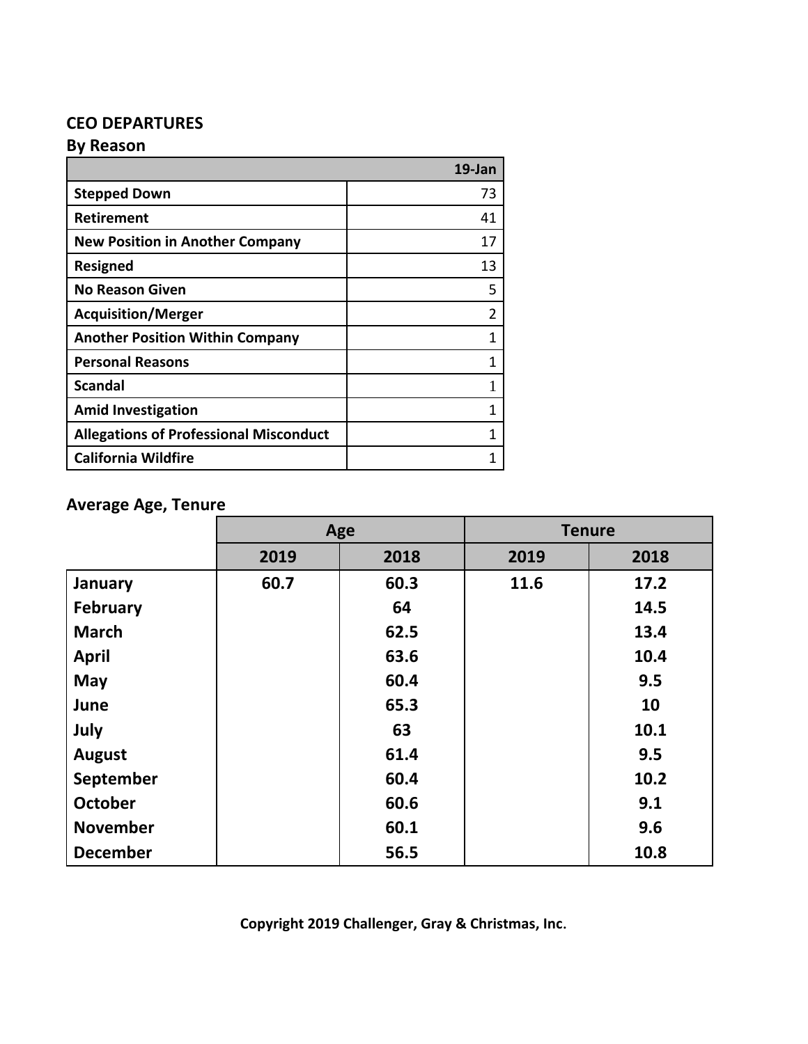## CEO DEPARTURES

### By Reason

| | 19-Jan |
|---|---|
| **Stepped Down** | 73 |
| **Retirement** | 41 |
| **New Position in Another Company** | 17 |
| **Resigned** | 13 |
| **No Reason Given** | 5 |
| **Acquisition/Merger** | 2 |
| **Another Position Within Company** | 1 |
| **Personal Reasons** | 1 |
| **Scandal** | 1 |
| **Amid Investigation** | 1 |
| **Allegations of Professional Misconduct** | 1 |
| **California Wildfire** | 1 |

### Average Age, Tenure

| | Age | | Tenure | |
|---|---|---|---|---|
| | 2019 | 2018 | 2019 | 2018 |
| **January** | 60.7 | 60.3 | 11.6 | 17.2 |
| **February** | | 64 | | 14.5 |
| **March** | | 62.5 | | 13.4 |
| **April** | | 63.6 | | 10.4 |
| **May** | | 60.4 | | 9.5 |
| **June** | | 65.3 | | 10 |
| **July** | | 63 | | 10.1 |
| **August** | | 61.4 | | 9.5 |
| **September** | | 60.4 | | 10.2 |
| **October** | | 60.6 | | 9.1 |
| **November** | | 60.1 | | 9.6 |
| **December** | | 56.5 | | 10.8 |

**Copyright 2019 Challenger, Gray & Christmas, Inc.**